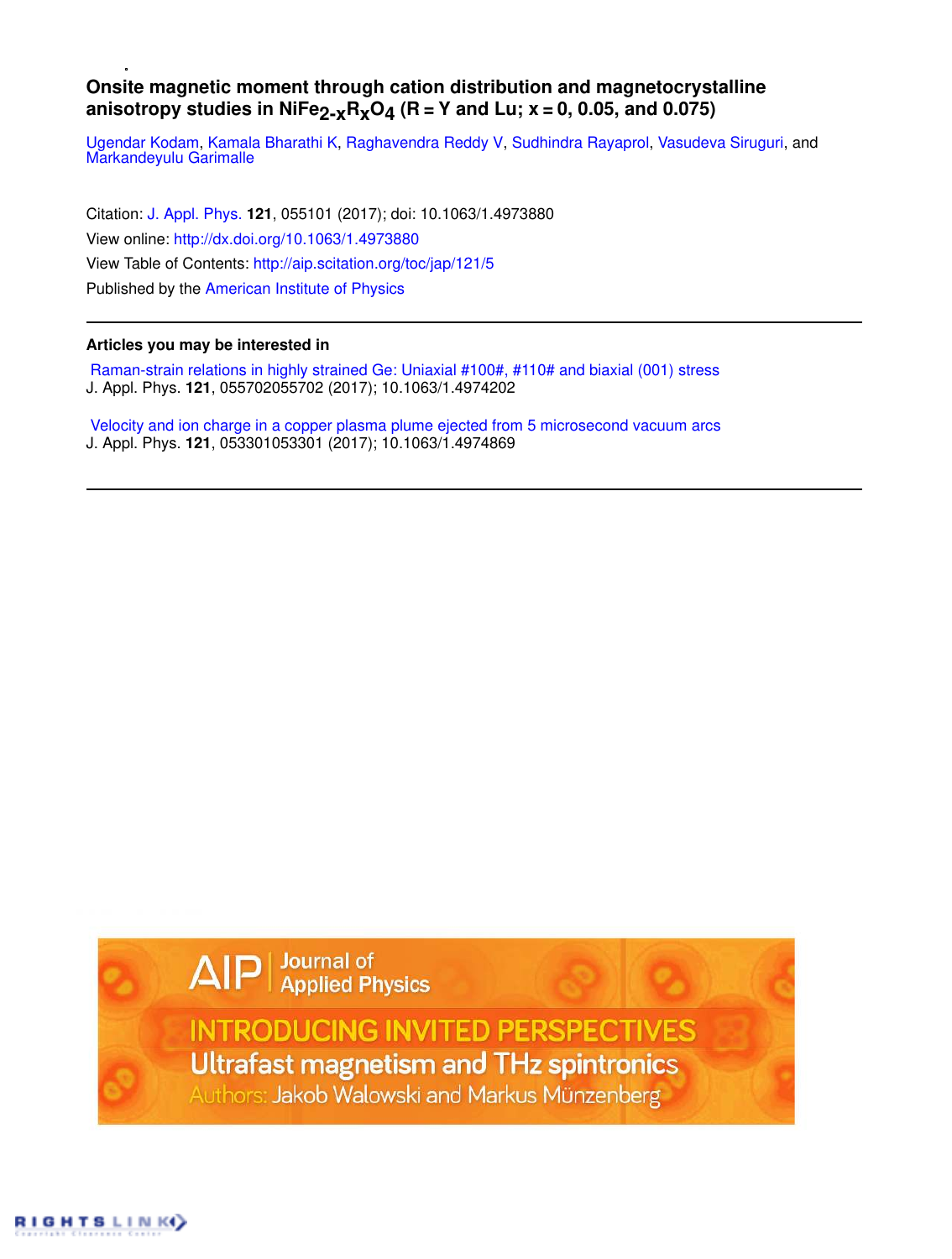# Onsite magnetic moment through cation distribution and magnetocrystalline anisotropy studies in $NiFe_{2-x}R_xO_4$ (R = Y and Lu; x = 0, 0.05, and 0.075)

Ugendar Kodam, Kamala Bharathi K, Raghavendra Reddy V, Sudhindra Rayaprol, Vasudeva Siruguri, and Markandeyulu Garimalle

Citation: J. Appl. Phys. **121**, 055101 (2017); doi: 10.1063/1.4973880

View online: http://dx.doi.org/10.1063/1.4973880

View Table of Contents: http://aip.scitation.org/toc/jap/121/5

Published by the American Institute of Physics

---

**Articles you may be interested in**

Raman-strain relations in highly strained Ge: Uniaxial #100#, #110# and biaxial (001) stress
J. Appl. Phys. **121**, 055702055702 (2017); 10.1063/1.4974202

Velocity and ion charge in a copper plasma plume ejected from 5 microsecond vacuum arcs
J. Appl. Phys. **121**, 053301053301 (2017); 10.1063/1.4974869

---

AIP Journal of Applied Physics

INTRODUCING INVITED PERSPECTIVES

Ultrafast magnetism and THz spintronics

Authors: Jakob Walowski and Markus Münzenberg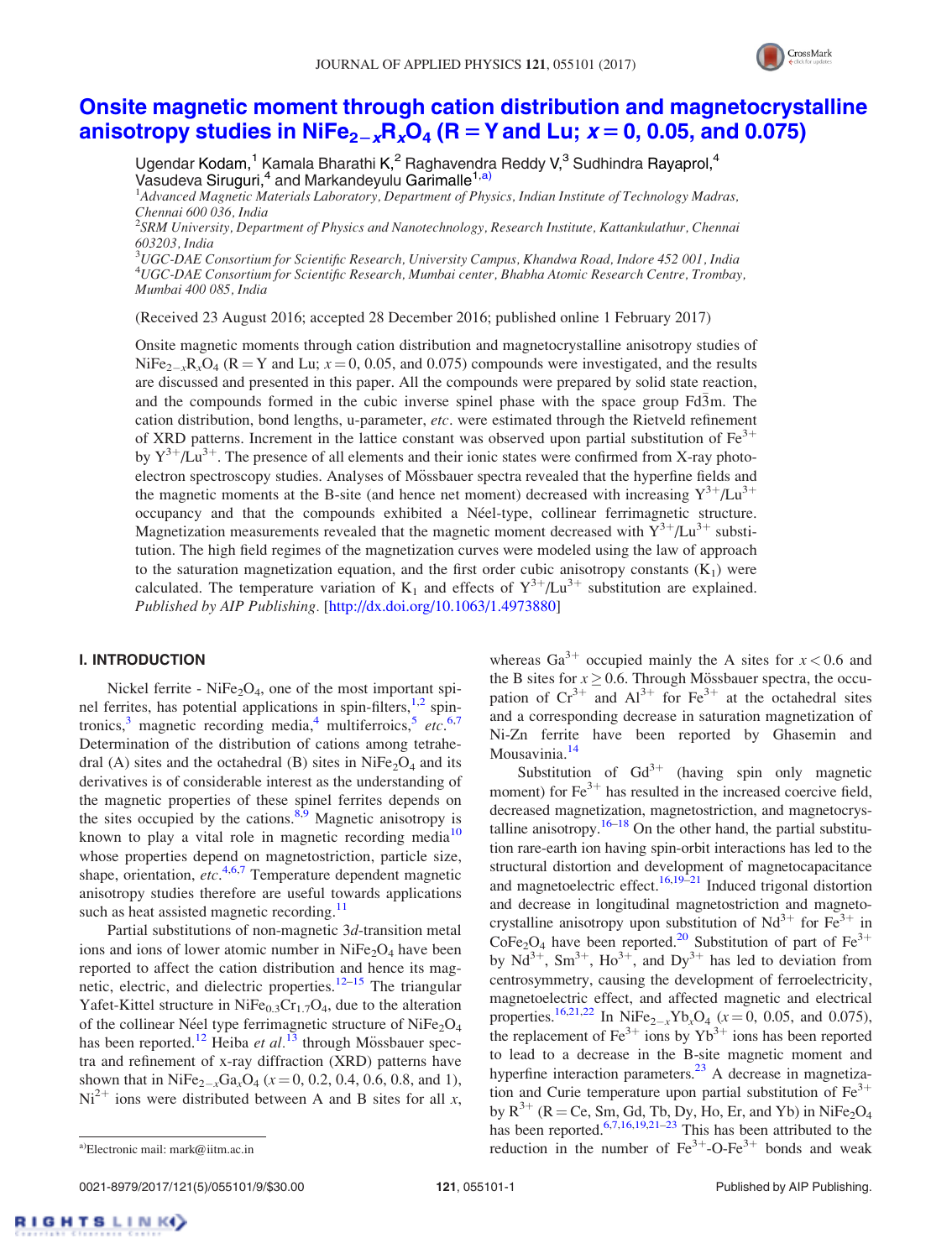# Onsite magnetic moment through cation distribution and magnetocrystalline anisotropy studies in $NiFe_{2-x}R_xO_4$ (R = Y and Lu; $x$ = 0, 0.05, and 0.075)

Ugendar Kodam,[1] Kamala Bharathi K,[2] Raghavendra Reddy V,[3] Sudhindra Rayaprol,[4] Vasudeva Siruguri,[4] and Markandeyulu Garimalle[1,a)]

[1]*Advanced Magnetic Materials Laboratory, Department of Physics, Indian Institute of Technology Madras, Chennai 600 036, India*

[2]*SRM University, Department of Physics and Nanotechnology, Research Institute, Kattankulathur, Chennai 603203, India*

[3]*UGC-DAE Consortium for Scientific Research, University Campus, Khandwa Road, Indore 452 001, India*

[4]*UGC-DAE Consortium for Scientific Research, Mumbai center, Bhabha Atomic Research Centre, Trombay, Mumbai 400 085, India*

(Received 23 August 2016; accepted 28 December 2016; published online 1 February 2017)

Onsite magnetic moments through cation distribution and magnetocrystalline anisotropy studies of $NiFe_{2-x}R_xO_4$ (R = Y and Lu; $x$ = 0, 0.05, and 0.075) compounds were investigated, and the results are discussed and presented in this paper. All the compounds were prepared by solid state reaction, and the compounds formed in the cubic inverse spinel phase with the space group Fd$\bar{3}$m. The cation distribution, bond lengths, u-parameter, *etc*. were estimated through the Rietveld refinement of XRD patterns. Increment in the lattice constant was observed upon partial substitution of $Fe^{3+}$ by $Y^{3+}$/$Lu^{3+}$. The presence of all elements and their ionic states were confirmed from X-ray photoelectron spectroscopy studies. Analyses of Mössbauer spectra revealed that the hyperfine fields and the magnetic moments at the B-site (and hence net moment) decreased with increasing $Y^{3+}$/$Lu^{3+}$ occupancy and that the compounds exhibited a Néel-type, collinear ferrimagnetic structure. Magnetization measurements revealed that the magnetic moment decreased with $Y^{3+}$/$Lu^{3+}$ substitution. The high field regimes of the magnetization curves were modeled using the law of approach to the saturation magnetization equation, and the first order cubic anisotropy constants ($K_1$) were calculated. The temperature variation of $K_1$ and effects of $Y^{3+}$/$Lu^{3+}$ substitution are explained. *Published by AIP Publishing*. [http://dx.doi.org/10.1063/1.4973880]

## I. INTRODUCTION

Nickel ferrite - $NiFe_2O_4$, one of the most important spinel ferrites, has potential applications in spin-filters,[1,2] spintronics,[3] magnetic recording media,[4] multiferroics,[5] *etc*.[6,7] Determination of the distribution of cations among tetrahedral (A) sites and the octahedral (B) sites in $NiFe_2O_4$ and its derivatives is of considerable interest as the understanding of the magnetic properties of these spinel ferrites depends on the sites occupied by the cations.[8,9] Magnetic anisotropy is known to play a vital role in magnetic recording media[10] whose properties depend on magnetostriction, particle size, shape, orientation, *etc*.[4,6,7] Temperature dependent magnetic anisotropy studies therefore are useful towards applications such as heat assisted magnetic recording.[11]

Partial substitutions of non-magnetic 3*d*-transition metal ions and ions of lower atomic number in $NiFe_2O_4$ have been reported to affect the cation distribution and hence its magnetic, electric, and dielectric properties.[12–15] The triangular Yafet-Kittel structure in $NiFe_{0.3}Cr_{1.7}O_4$, due to the alteration of the collinear Néel type ferrimagnetic structure of $NiFe_2O_4$ has been reported.[12] Heiba *et al*.[13] through Mössbauer spectra and refinement of x-ray diffraction (XRD) patterns have shown that in $NiFe_{2-x}Ga_xO_4$ ($x$ = 0, 0.2, 0.4, 0.6, 0.8, and 1), $Ni^{2+}$ ions were distributed between A and B sites for all $x$, whereas $Ga^{3+}$ occupied mainly the A sites for $x < 0.6$ and the B sites for $x \geq 0.6$. Through Mössbauer spectra, the occupation of $Cr^{3+}$ and $Al^{3+}$ for $Fe^{3+}$ at the octahedral sites and a corresponding decrease in saturation magnetization of Ni-Zn ferrite have been reported by Ghasemin and Mousavinia.[14]

Substitution of $Gd^{3+}$ (having spin only magnetic moment) for $Fe^{3+}$ has resulted in the increased coercive field, decreased magnetization, magnetostriction, and magnetocrystalline anisotropy.[16–18] On the other hand, the partial substitution rare-earth ion having spin-orbit interactions has led to the structural distortion and development of magnetocapacitance and magnetoelectric effect.[16,19–21] Induced trigonal distortion and decrease in longitudinal magnetostriction and magnetocrystalline anisotropy upon substitution of $Nd^{3+}$ for $Fe^{3+}$ in $CoFe_2O_4$ have been reported.[20] Substitution of part of $Fe^{3+}$ by $Nd^{3+}$, $Sm^{3+}$, $Ho^{3+}$, and $Dy^{3+}$ has led to deviation from centrosymmetry, causing the development of ferroelectricity, magnetoelectric effect, and affected magnetic and electrical properties.[16,21,22] In $NiFe_{2-x}Yb_xO_4$ ($x$ = 0, 0.05, and 0.075), the replacement of $Fe^{3+}$ ions by $Yb^{3+}$ ions has been reported to lead to a decrease in the B-site magnetic moment and hyperfine interaction parameters.[23] A decrease in magnetization and Curie temperature upon partial substitution of $Fe^{3+}$ by $R^{3+}$ (R = Ce, Sm, Gd, Tb, Dy, Ho, Er, and Yb) in $NiFe_2O_4$ has been reported.[6,7,16,19,21–23] This has been attributed to the reduction in the number of $Fe^{3+}$-O-$Fe^{3+}$ bonds and weak

a)Electronic mail: mark@iitm.ac.in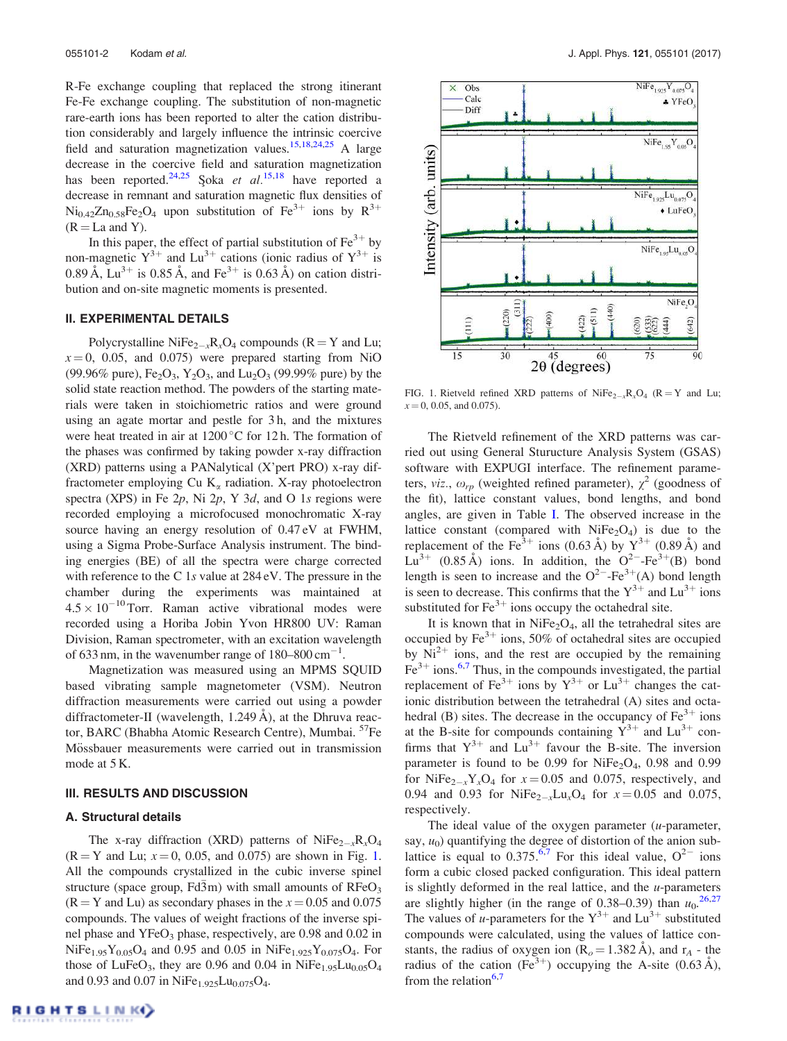R-Fe exchange coupling that replaced the strong itinerant Fe-Fe exchange coupling. The substitution of non-magnetic rare-earth ions has been reported to alter the cation distribution considerably and largely influence the intrinsic coercive field and saturation magnetization values.[15,18,24,25] A large decrease in the coercive field and saturation magnetization has been reported.[24,25] Şoka *et al.*[15,18] have reported a decrease in remnant and saturation magnetic flux densities of $Ni_{0.42}Zn_{0.58}Fe_2O_4$ upon substitution of $Fe^{3+}$ ions by $R^{3+}$ (R = La and Y).

In this paper, the effect of partial substitution of $Fe^{3+}$ by non-magnetic $Y^{3+}$ and $Lu^{3+}$ cations (ionic radius of $Y^{3+}$ is 0.89 Å, $Lu^{3+}$ is 0.85 Å, and $Fe^{3+}$ is 0.63 Å) on cation distribution and on-site magnetic moments is presented.

## II. EXPERIMENTAL DETAILS

Polycrystalline $NiFe_{2-x}R_xO_4$ compounds (R = Y and Lu; $x = 0$, 0.05, and 0.075) were prepared starting from NiO (99.96% pure), $Fe_2O_3$, $Y_2O_3$, and $Lu_2O_3$ (99.99% pure) by the solid state reaction method. The powders of the starting materials were taken in stoichiometric ratios and were ground using an agate mortar and pestle for 3 h, and the mixtures were heat treated in air at 1200 °C for 12 h. The formation of the phases was confirmed by taking powder x-ray diffraction (XRD) patterns using a PANalytical (X'pert PRO) x-ray diffractometer employing Cu $K_\alpha$ radiation. X-ray photoelectron spectra (XPS) in Fe 2*p*, Ni 2*p*, Y 3*d*, and O 1*s* regions were recorded employing a microfocused monochromatic X-ray source having an energy resolution of 0.47 eV at FWHM, using a Sigma Probe-Surface Analysis instrument. The binding energies (BE) of all the spectra were charge corrected with reference to the C 1*s* value at 284 eV. The pressure in the chamber during the experiments was maintained at $4.5 \times 10^{-10}$ Torr. Raman active vibrational modes were recorded using a Horiba Jobin Yvon HR800 UV: Raman Division, Raman spectrometer, with an excitation wavelength of 633 nm, in the wavenumber range of 180–800 $cm^{-1}$.

Magnetization was measured using an MPMS SQUID based vibrating sample magnetometer (VSM). Neutron diffraction measurements were carried out using a powder diffractometer-II (wavelength, 1.249 Å), at the Dhruva reactor, BARC (Bhabha Atomic Research Centre), Mumbai. $^{57}Fe$ Mössbauer measurements were carried out in transmission mode at 5 K.

## III. RESULTS AND DISCUSSION

### A. Structural details

The x-ray diffraction (XRD) patterns of $NiFe_{2-x}R_xO_4$ (R = Y and Lu; $x = 0$, 0.05, and 0.075) are shown in Fig. 1. All the compounds crystallized in the cubic inverse spinel structure (space group, $Fd\bar{3}m$) with small amounts of $RFeO_3$ (R = Y and Lu) as secondary phases in the $x = 0.05$ and 0.075 compounds. The values of weight fractions of the inverse spinel phase and $YFeO_3$ phase, respectively, are 0.98 and 0.02 in $NiFe_{1.95}Y_{0.05}O_4$ and 0.95 and 0.05 in $NiFe_{1.925}Y_{0.075}O_4$. For those of $LuFeO_3$, they are 0.96 and 0.04 in $NiFe_{1.95}Lu_{0.05}O_4$ and 0.93 and 0.07 in $NiFe_{1.925}Lu_{0.075}O_4$.

FIG. 1. Rietveld refined XRD patterns of $NiFe_{2-x}R_xO_4$ (R = Y and Lu; $x = 0$, 0.05, and 0.075).

The Rietveld refinement of the XRD patterns was carried out using General Sturucture Analysis System (GSAS) software with EXPUGI interface. The refinement parameters, *viz.*, $\omega_{rp}$ (weighted refined parameter), $\chi^2$ (goodness of the fit), lattice constant values, bond lengths, and bond angles, are given in Table I. The observed increase in the lattice constant (compared with $NiFe_2O_4$) is due to the replacement of the $Fe^{3+}$ ions (0.63 Å) by $Y^{3+}$ (0.89 Å) and $Lu^{3+}$ (0.85 Å) ions. In addition, the $O^{2-}$-$Fe^{3+}$(B) bond length is seen to increase and the $O^{2-}$-$Fe^{3+}$(A) bond length is seen to decrease. This confirms that the $Y^{3+}$ and $Lu^{3+}$ ions substituted for $Fe^{3+}$ ions occupy the octahedral site.

It is known that in $NiFe_2O_4$, all the tetrahedral sites are occupied by $Fe^{3+}$ ions, 50% of octahedral sites are occupied by $Ni^{2+}$ ions, and the rest are occupied by the remaining $Fe^{3+}$ ions.[6,7] Thus, in the compounds investigated, the partial replacement of $Fe^{3+}$ ions by $Y^{3+}$ or $Lu^{3+}$ changes the cationic distribution between the tetrahedral (A) sites and octahedral (B) sites. The decrease in the occupancy of $Fe^{3+}$ ions at the B-site for compounds containing $Y^{3+}$ and $Lu^{3+}$ confirms that $Y^{3+}$ and $Lu^{3+}$ favour the B-site. The inversion parameter is found to be 0.99 for $NiFe_2O_4$, 0.98 and 0.99 for $NiFe_{2-x}Y_xO_4$ for $x = 0.05$ and 0.075, respectively, and 0.94 and 0.93 for $NiFe_{2-x}Lu_xO_4$ for $x = 0.05$ and 0.075, respectively.

The ideal value of the oxygen parameter (*u*-parameter, say, $u_0$) quantifying the degree of distortion of the anion sublattice is equal to 0.375.[6,7] For this ideal value, $O^{2-}$ ions form a cubic closed packed configuration. This ideal pattern is slightly deformed in the real lattice, and the *u*-parameters are slightly higher (in the range of 0.38–0.39) than $u_0$.[26,27] The values of *u*-parameters for the $Y^{3+}$ and $Lu^{3+}$ substituted compounds were calculated, using the values of lattice constants, the radius of oxygen ion ($R_o = 1.382$ Å), and $r_A$ - the radius of the cation ($Fe^{3+}$) occupying the A-site (0.63 Å), from the relation[6,7]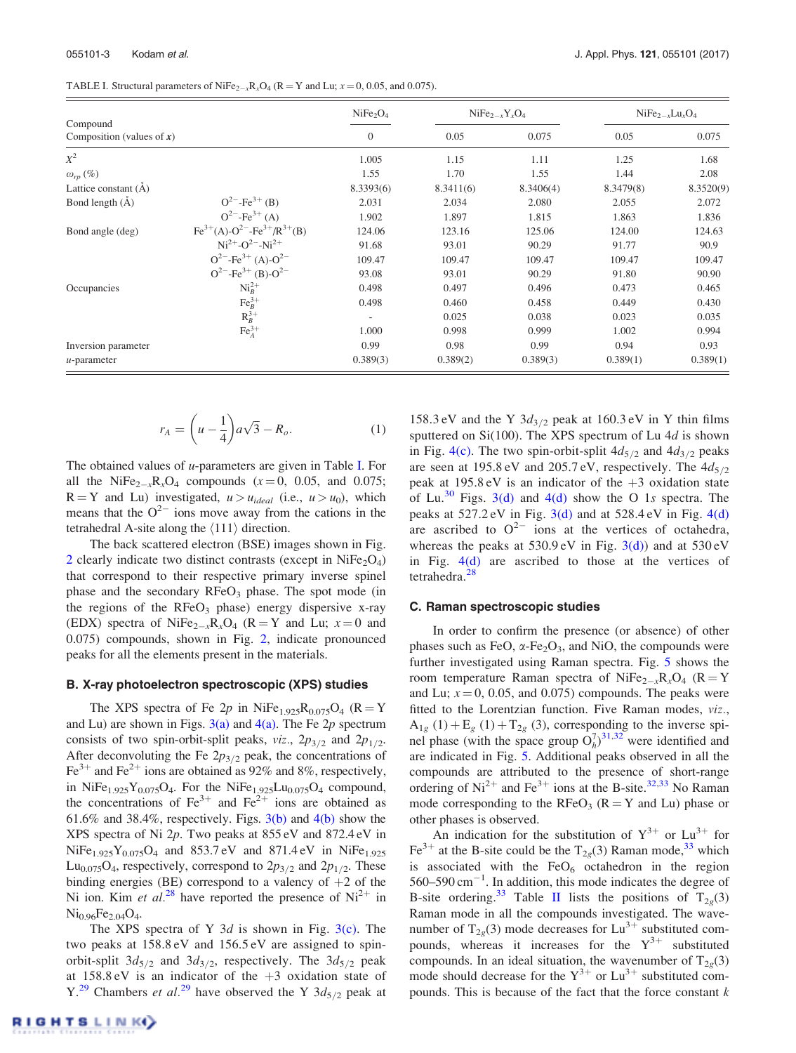TABLE I. Structural parameters of $NiFe_{2-x}R_xO_4$ (R = Y and Lu; $x$ = 0, 0.05, and 0.075).

| Compound | | $NiFe_2O_4$ | $NiFe_{2-x}Y_xO_4$ | | $NiFe_{2-x}Lu_xO_4$ | |
|---|---|---|---|---|---|---|
| Composition (values of $x$) | | 0 | 0.05 | 0.075 | 0.05 | 0.075 |
| $X^2$ | | 1.005 | 1.15 | 1.11 | 1.25 | 1.68 |
| $\omega_{rp}$ (%) | | 1.55 | 1.70 | 1.55 | 1.44 | 2.08 |
| Lattice constant (Å) | | 8.3393(6) | 8.3411(6) | 8.3406(4) | 8.3479(8) | 8.3520(9) |
| Bond length (Å) | $O^{2-}$-$Fe^{3+}$ (B) | 2.031 | 2.034 | 2.080 | 2.055 | 2.072 |
| | $O^{2-}$-$Fe^{3+}$ (A) | 1.902 | 1.897 | 1.815 | 1.863 | 1.836 |
| Bond angle (deg) | $Fe^{3+}$(A)-$O^{2-}$-$Fe^{3+}$/$R^{3+}$(B) | 124.06 | 123.16 | 125.06 | 124.00 | 124.63 |
| | $Ni^{2+}$-$O^{2-}$-$Ni^{2+}$ | 91.68 | 93.01 | 90.29 | 91.77 | 90.9 |
| | $O^{2-}$-$Fe^{3+}$ (A)-$O^{2-}$ | 109.47 | 109.47 | 109.47 | 109.47 | 109.47 |
| | $O^{2-}$-$Fe^{3+}$ (B)-$O^{2-}$ | 93.08 | 93.01 | 90.29 | 91.80 | 90.90 |
| Occupancies | $Ni_B^{2+}$ | 0.498 | 0.497 | 0.496 | 0.473 | 0.465 |
| | $Fe_B^{3+}$ | 0.498 | 0.460 | 0.458 | 0.449 | 0.430 |
| | $R_B^{3+}$ | - | 0.025 | 0.038 | 0.023 | 0.035 |
| | $Fe_A^{3+}$ | 1.000 | 0.998 | 0.999 | 1.002 | 0.994 |
| Inversion parameter | | 0.99 | 0.98 | 0.99 | 0.94 | 0.93 |
| $u$-parameter | | 0.389(3) | 0.389(2) | 0.389(3) | 0.389(1) | 0.389(1) |

$$r_A = \left(u - \frac{1}{4}\right) a\sqrt{3} - R_o. \quad (1)$$

The obtained values of $u$-parameters are given in Table I. For all the $NiFe_{2-x}R_xO_4$ compounds ($x$ = 0, 0.05, and 0.075; R = Y and Lu) investigated, $u > u_{ideal}$ (i.e., $u > u_0$), which means that the $O^{2-}$ ions move away from the cations in the tetrahedral A-site along the ⟨111⟩ direction.

The back scattered electron (BSE) images shown in Fig. 2 clearly indicate two distinct contrasts (except in $NiFe_2O_4$) that correspond to their respective primary inverse spinel phase and the secondary $RFeO_3$ phase. The spot mode (in the regions of the $RFeO_3$ phase) energy dispersive x-ray (EDX) spectra of $NiFe_{2-x}R_xO_4$ (R = Y and Lu; $x$ = 0 and 0.075) compounds, shown in Fig. 2, indicate pronounced peaks for all the elements present in the materials.

### B. X-ray photoelectron spectroscopic (XPS) studies

The XPS spectra of Fe 2$p$ in $NiFe_{1.925}R_{0.075}O_4$ (R = Y and Lu) are shown in Figs. 3(a) and 4(a). The Fe 2$p$ spectrum consists of two spin-orbit-split peaks, *viz.*, $2p_{3/2}$ and $2p_{1/2}$. After deconvoluting the Fe $2p_{3/2}$ peak, the concentrations of $Fe^{3+}$ and $Fe^{2+}$ ions are obtained as 92% and 8%, respectively, in $NiFe_{1.925}Y_{0.075}O_4$. For the $NiFe_{1.925}Lu_{0.075}O_4$ compound, the concentrations of $Fe^{3+}$ and $Fe^{2+}$ ions are obtained as 61.6% and 38.4%, respectively. Figs. 3(b) and 4(b) show the XPS spectra of Ni 2$p$. Two peaks at 855 eV and 872.4 eV in $NiFe_{1.925}Y_{0.075}O_4$ and 853.7 eV and 871.4 eV in $NiFe_{1.925}Lu_{0.075}O_4$, respectively, correspond to $2p_{3/2}$ and $2p_{1/2}$. These binding energies (BE) correspond to a valency of +2 of the Ni ion. Kim *et al.*[28] have reported the presence of $Ni^{2+}$ in $Ni_{0.96}Fe_{2.04}O_4$.

The XPS spectra of Y 3$d$ is shown in Fig. 3(c). The two peaks at 158.8 eV and 156.5 eV are assigned to spin-orbit-split $3d_{5/2}$ and $3d_{3/2}$, respectively. The $3d_{5/2}$ peak at 158.8 eV is an indicator of the +3 oxidation state of Y.[29] Chambers *et al.*[29] have observed the Y $3d_{5/2}$ peak at 158.3 eV and the Y $3d_{3/2}$ peak at 160.3 eV in Y thin films sputtered on Si(100). The XPS spectrum of Lu 4$d$ is shown in Fig. 4(c). The two spin-orbit-split $4d_{5/2}$ and $4d_{3/2}$ peaks are seen at 195.8 eV and 205.7 eV, respectively. The $4d_{5/2}$ peak at 195.8 eV is an indicator of the +3 oxidation state of Lu.[30] Figs. 3(d) and 4(d) show the O 1$s$ spectra. The peaks at 527.2 eV in Fig. 3(d) and at 528.4 eV in Fig. 4(d) are ascribed to $O^{2-}$ ions at the vertices of octahedra, whereas the peaks at 530.9 eV in Fig. 3(d)) and at 530 eV in Fig. 4(d) are ascribed to those at the vertices of tetrahedra.[28]

### C. Raman spectroscopic studies

In order to confirm the presence (or absence) of other phases such as FeO, $\alpha$-$Fe_2O_3$, and NiO, the compounds were further investigated using Raman spectra. Fig. 5 shows the room temperature Raman spectra of $NiFe_{2-x}R_xO_4$ (R = Y and Lu; $x$ = 0, 0.05, and 0.075) compounds. The peaks were fitted to the Lorentzian function. Five Raman modes, *viz.*, $A_{1g}$ (1) + $E_g$ (1) + $T_{2g}$ (3), corresponding to the inverse spinel phase (with the space group $O_h^7$)[31,32] were identified and are indicated in Fig. 5. Additional peaks observed in all the compounds are attributed to the presence of short-range ordering of $Ni^{2+}$ and $Fe^{3+}$ ions at the B-site.[32,33] No Raman mode corresponding to the $RFeO_3$ (R = Y and Lu) phase or other phases is observed.

An indication for the substitution of $Y^{3+}$ or $Lu^{3+}$ for $Fe^{3+}$ at the B-site could be the $T_{2g}(3)$ Raman mode,[33] which is associated with the $FeO_6$ octahedron in the region 560–590 $cm^{-1}$. In addition, this mode indicates the degree of B-site ordering.[33] Table II lists the positions of $T_{2g}(3)$ Raman mode in all the compounds investigated. The wavenumber of $T_{2g}(3)$ mode decreases for $Lu^{3+}$ substituted compounds, whereas it increases for the $Y^{3+}$ substituted compounds. In an ideal situation, the wavenumber of $T_{2g}(3)$ mode should decrease for the $Y^{3+}$ or $Lu^{3+}$ substituted compounds. This is because of the fact that the force constant $k$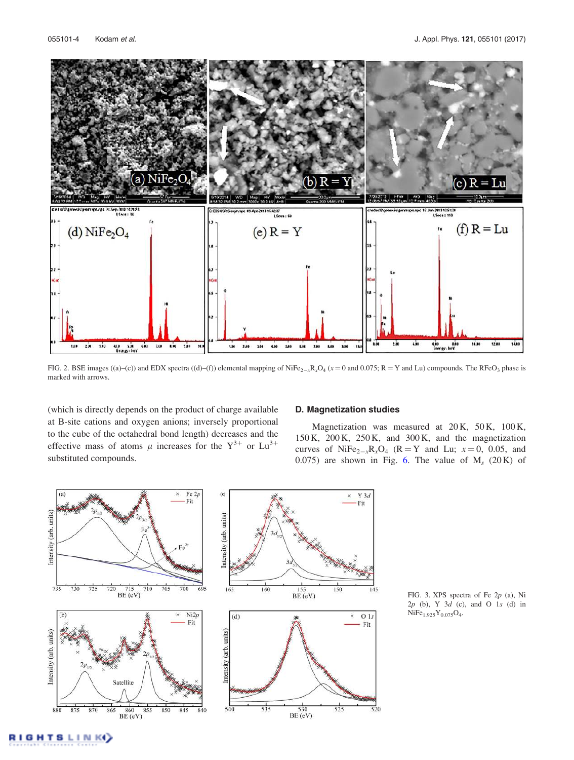FIG. 2. BSE images ((a)–(c)) and EDX spectra ((d)–(f)) elemental mapping of $NiFe_{2-x}R_xO_4$ ($x = 0$ and 0.075; R = Y and Lu) compounds. The $RFeO_3$ phase is marked with arrows.

(which is directly depends on the product of charge available at B-site cations and oxygen anions; inversely proportional to the cube of the octahedral bond length) decreases and the effective mass of atoms $\mu$ increases for the $Y^{3+}$ or $Lu^{3+}$ substituted compounds.

### D. Magnetization studies

Magnetization was measured at 20 K, 50 K, 100 K, 150 K, 200 K, 250 K, and 300 K, and the magnetization curves of $NiFe_{2-x}R_xO_4$ (R = Y and Lu; $x = 0$, 0.05, and 0.075) are shown in Fig. 6. The value of $M_s$ (20 K) of

FIG. 3. XPS spectra of Fe 2$p$ (a), Ni 2$p$ (b), Y 3$d$ (c), and O 1$s$ (d) in $NiFe_{1.925}Y_{0.075}O_4$.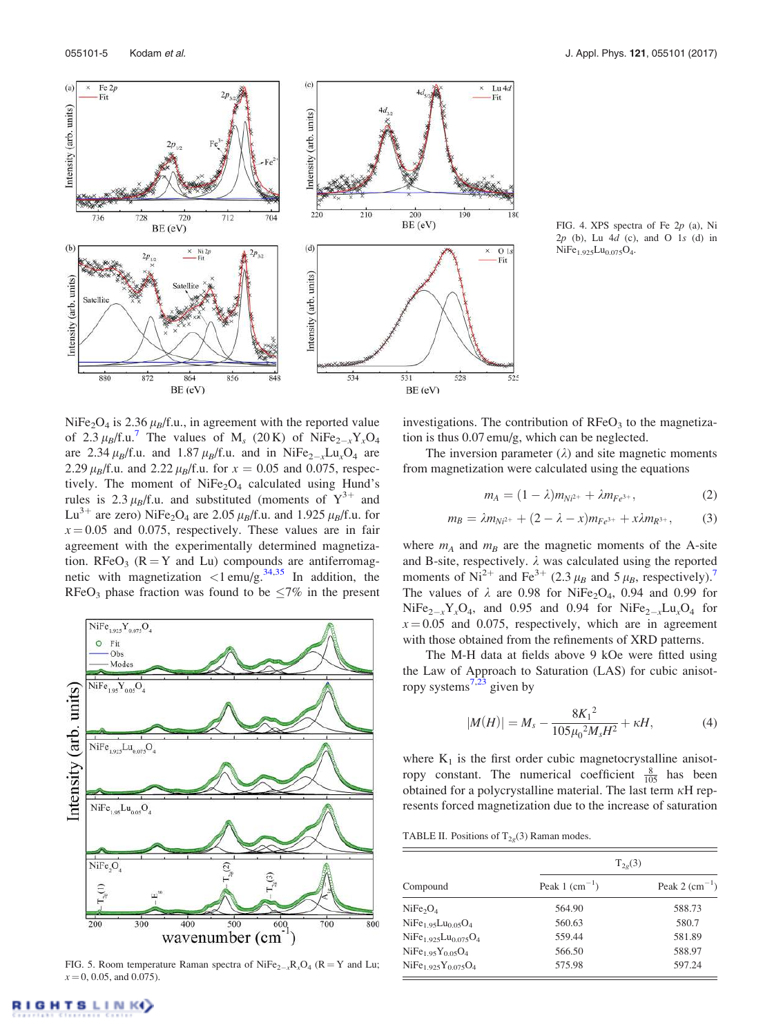FIG. 4. XPS spectra of Fe 2$p$ (a), Ni 2$p$ (b), Lu 4$d$ (c), and O 1$s$ (d) in $NiFe_{1.925}Lu_{0.075}O_4$.

$NiFe_2O_4$ is 2.36 $\mu_B$/f.u., in agreement with the reported value of 2.3 $\mu_B$/f.u.[7] The values of $M_s$ (20 K) of $NiFe_{2-x}Y_xO_4$ are 2.34 $\mu_B$/f.u. and 1.87 $\mu_B$/f.u. and in $NiFe_{2-x}Lu_xO_4$ are 2.29 $\mu_B$/f.u. and 2.22 $\mu_B$/f.u. for $x = 0.05$ and 0.075, respectively. The moment of $NiFe_2O_4$ calculated using Hund's rules is 2.3 $\mu_B$/f.u. and substituted (moments of $Y^{3+}$ and $Lu^{3+}$ are zero) $NiFe_2O_4$ are 2.05 $\mu_B$/f.u. and 1.925 $\mu_B$/f.u. for $x = 0.05$ and 0.075, respectively. These values are in fair agreement with the experimentally determined magnetization. $RFeO_3$ (R = Y and Lu) compounds are antiferromagnetic with magnetization <1 emu/g.[34,35] In addition, the $RFeO_3$ phase fraction was found to be ≤7% in the present investigations. The contribution of $RFeO_3$ to the magnetization is thus 0.07 emu/g, which can be neglected.

The inversion parameter ($\lambda$) and site magnetic moments from magnetization were calculated using the equations

$$m_A = (1 - \lambda)m_{Ni^{2+}} + \lambda m_{Fe^{3+}}, \tag{2}$$

$$m_B = \lambda m_{Ni^{2+}} + (2 - \lambda - x)m_{Fe^{3+}} + x\lambda m_{R^{3+}}, \tag{3}$$

where $m_A$ and $m_B$ are the magnetic moments of the A-site and B-site, respectively. $\lambda$ was calculated using the reported moments of $Ni^{2+}$ and $Fe^{3+}$ (2.3 $\mu_B$ and 5 $\mu_B$, respectively).[7] The values of $\lambda$ are 0.98 for $NiFe_2O_4$, 0.94 and 0.99 for $NiFe_{2-x}Y_xO_4$, and 0.95 and 0.94 for $NiFe_{2-x}Lu_xO_4$ for $x = 0.05$ and 0.075, respectively, which are in agreement with those obtained from the refinements of XRD patterns.

The M-H data at fields above 9 kOe were fitted using the Law of Approach to Saturation (LAS) for cubic anisotropy systems[7,23] given by

$$|M(H)| = M_s - \frac{8K_1^2}{105\mu_0^2 M_s H^2} + \kappa H, \tag{4}$$

where $K_1$ is the first order cubic magnetocrystalline anisotropy constant. The numerical coefficient $\frac{8}{105}$ has been obtained for a polycrystalline material. The last term $\kappa H$ represents forced magnetization due to the increase of saturation

FIG. 5. Room temperature Raman spectra of $NiFe_{2-x}R_xO_4$ (R = Y and Lu; $x = 0$, 0.05, and 0.075).

TABLE II. Positions of $T_{2g}(3)$ Raman modes.

| Compound | $T_{2g}(3)$ | |
|---|---|---|
| | Peak 1 (cm$^{-1}$) | Peak 2 (cm$^{-1}$) |
| $NiFe_2O_4$ | 564.90 | 588.73 |
| $NiFe_{1.95}Lu_{0.05}O_4$ | 560.63 | 580.7 |
| $NiFe_{1.925}Lu_{0.075}O_4$ | 559.44 | 581.89 |
| $NiFe_{1.95}Y_{0.05}O_4$ | 566.50 | 588.97 |
| $NiFe_{1.925}Y_{0.075}O_4$ | 575.98 | 597.24 |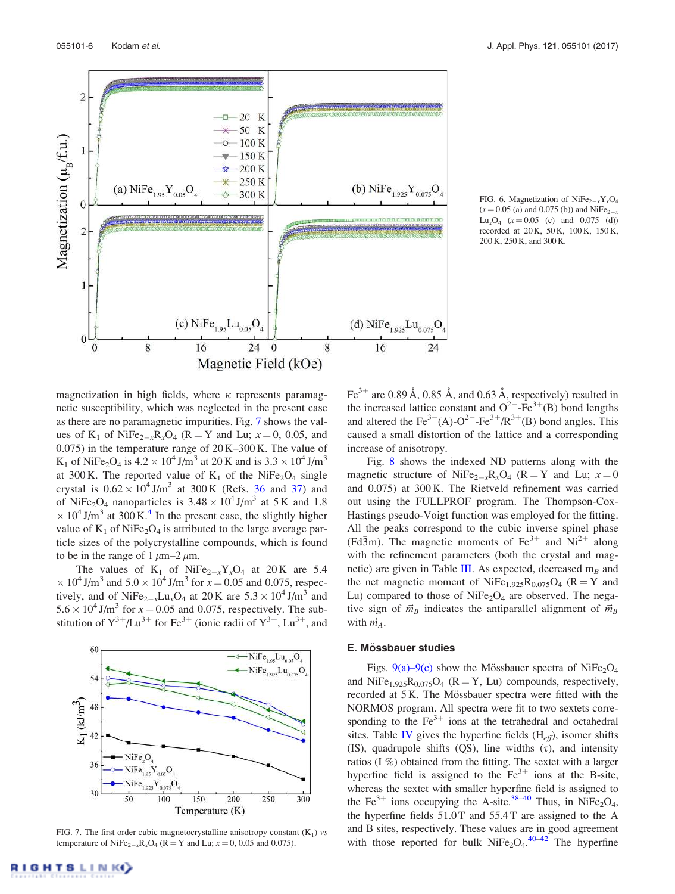FIG. 6. Magnetization of $NiFe_{2-x}Y_xO_4$ ($x = 0.05$ (a) and 0.075 (b)) and $NiFe_{2-x}Lu_xO_4$ ($x = 0.05$ (c) and 0.075 (d)) recorded at 20 K, 50 K, 100 K, 150 K, 200 K, 250 K, and 300 K.

magnetization in high fields, where $\kappa$ represents paramagnetic susceptibility, which was neglected in the present case as there are no paramagnetic impurities. Fig. 7 shows the values of $K_1$ of $NiFe_{2-x}R_xO_4$ (R = Y and Lu; $x = 0$, 0.05, and 0.075) in the temperature range of 20 K–300 K. The value of $K_1$ of $NiFe_2O_4$ is $4.2 \times 10^4$ J/m$^3$ at 20 K and is $3.3 \times 10^4$ J/m$^3$ at 300 K. The reported value of $K_1$ of the $NiFe_2O_4$ single crystal is $0.62 \times 10^4$ J/m$^3$ at 300 K (Refs. 36 and 37) and of $NiFe_2O_4$ nanoparticles is $3.48 \times 10^4$ J/m$^3$ at 5 K and $1.8 \times 10^4$ J/m$^3$ at 300 K.[4] In the present case, the slightly higher value of $K_1$ of $NiFe_2O_4$ is attributed to the large average particle sizes of the polycrystalline compounds, which is found to be in the range of 1 $\mu$m–2 $\mu$m.

The values of $K_1$ of $NiFe_{2-x}Y_xO_4$ at 20 K are $5.4 \times 10^4$ J/m$^3$ and $5.0 \times 10^4$ J/m$^3$ for $x = 0.05$ and 0.075, respectively, and of $NiFe_{2-x}Lu_xO_4$ at 20 K are $5.3 \times 10^4$ J/m$^3$ and $5.6 \times 10^4$ J/m$^3$ for $x = 0.05$ and 0.075, respectively. The substitution of $Y^{3+}$/$Lu^{3+}$ for $Fe^{3+}$ (ionic radii of $Y^{3+}$, $Lu^{3+}$, and $Fe^{3+}$ are 0.89 Å, 0.85 Å, and 0.63 Å, respectively) resulted in the increased lattice constant and $O^{2-}$-$Fe^{3+}$(B) bond lengths and altered the $Fe^{3+}$(A)-$O^{2-}$-$Fe^{3+}$/$R^{3+}$(B) bond angles. This caused a small distortion of the lattice and a corresponding increase of anisotropy.

FIG. 7. The first order cubic magnetocrystalline anisotropy constant ($K_1$) *vs* temperature of $NiFe_{2-x}R_xO_4$ (R = Y and Lu; $x = 0$, 0.05 and 0.075).

Fig. 8 shows the indexed ND patterns along with the magnetic structure of $NiFe_{2-x}R_xO_4$ (R = Y and Lu; $x = 0$ and 0.075) at 300 K. The Rietveld refinement was carried out using the FULLPROF program. The Thompson-Cox-Hastings pseudo-Voigt function was employed for the fitting. All the peaks correspond to the cubic inverse spinel phase ($Fd\bar{3}m$). The magnetic moments of $Fe^{3+}$ and $Ni^{2+}$ along with the refinement parameters (both the crystal and magnetic) are given in Table III. As expected, decreased $m_B$ and the net magnetic moment of $NiFe_{1.925}R_{0.075}O_4$ (R = Y and Lu) compared to those of $NiFe_2O_4$ are observed. The negative sign of $\vec{m}_B$ indicates the antiparallel alignment of $\vec{m}_B$ with $\vec{m}_A$.

### E. Mössbauer studies

Figs. 9(a)–9(c) show the Mössbauer spectra of $NiFe_2O_4$ and $NiFe_{1.925}R_{0.075}O_4$ (R = Y, Lu) compounds, respectively, recorded at 5 K. The Mössbauer spectra were fitted with the NORMOS program. All spectra were fit to two sextets corresponding to the $Fe^{3+}$ ions at the tetrahedral and octahedral sites. Table IV gives the hyperfine fields ($H_{eff}$), isomer shifts (IS), quadrupole shifts (QS), line widths ($\tau$), and intensity ratios (I %) obtained from the fitting. The sextet with a larger hyperfine field is assigned to the $Fe^{3+}$ ions at the B-site, whereas the sextet with smaller hyperfine field is assigned to the $Fe^{3+}$ ions occupying the A-site.[38–40] Thus, in $NiFe_2O_4$, the hyperfine fields 51.0 T and 55.4 T are assigned to the A and B sites, respectively. These values are in good agreement with those reported for bulk $NiFe_2O_4$.[40–42] The hyperfine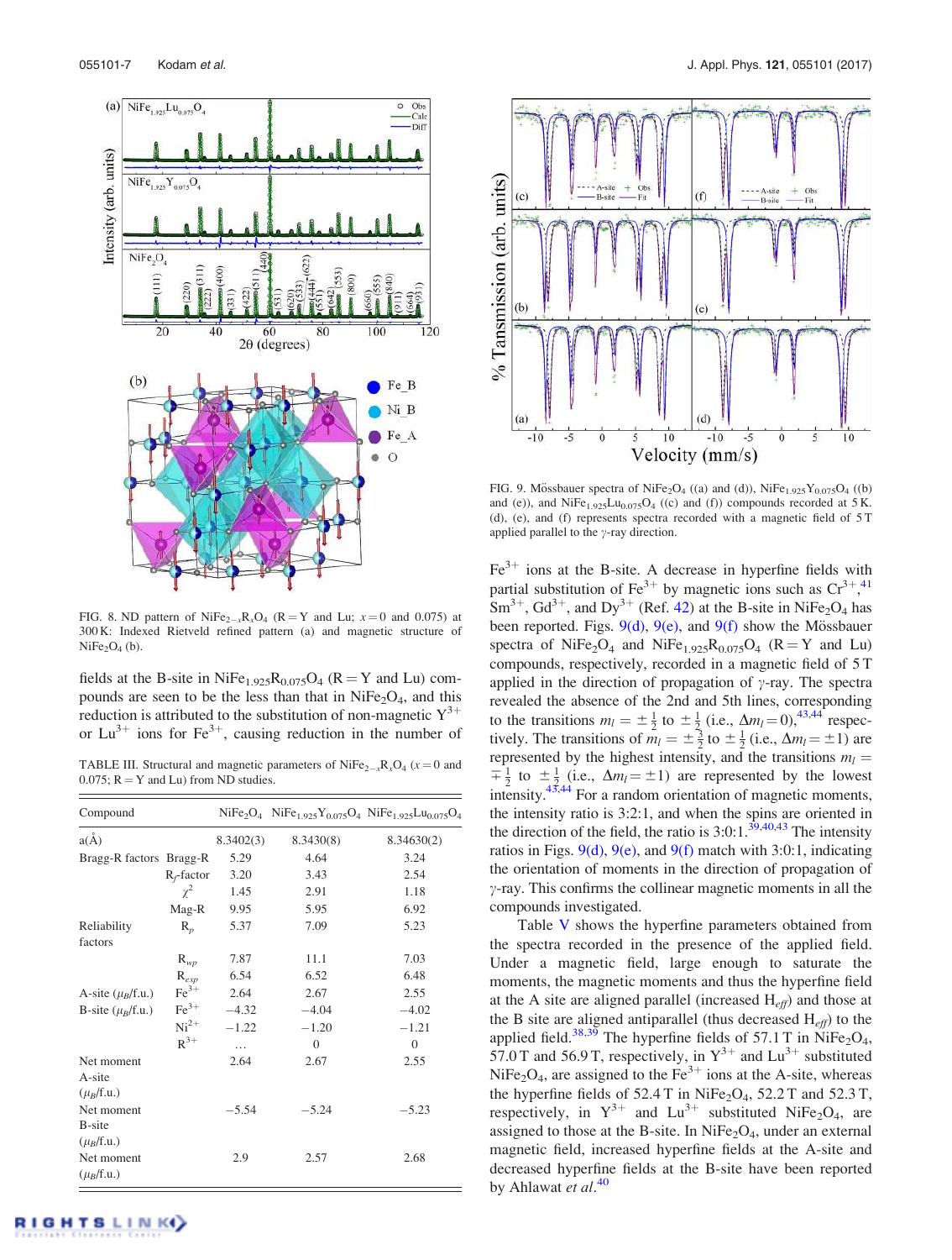FIG. 8. ND pattern of $NiFe_{2-x}R_xO_4$ (R = Y and Lu; $x = 0$ and 0.075) at 300 K: Indexed Rietveld refined pattern (a) and magnetic structure of $NiFe_2O_4$ (b).

fields at the B-site in $NiFe_{1.925}R_{0.075}O_4$ (R = Y and Lu) compounds are seen to be the less than that in $NiFe_2O_4$, and this reduction is attributed to the substitution of non-magnetic $Y^{3+}$ or $Lu^{3+}$ ions for $Fe^{3+}$, causing reduction in the number of

TABLE III. Structural and magnetic parameters of $NiFe_{2-x}R_xO_4$ ($x = 0$ and 0.075; R = Y and Lu) from ND studies.

| Compound | | $NiFe_2O_4$ | $NiFe_{1.925}Y_{0.075}O_4$ | $NiFe_{1.925}Lu_{0.075}O_4$ |
|---|---|---|---|---|
| a(Å) | | 8.3402(3) | 8.3430(8) | 8.34630(2) |
| Bragg-R factors | Bragg-R | 5.29 | 4.64 | 3.24 |
| | $R_f$-factor | 3.20 | 3.43 | 2.54 |
| | $\chi^2$ | 1.45 | 2.91 | 1.18 |
| | Mag-R | 9.95 | 5.95 | 6.92 |
| Reliability factors | $R_p$ | 5.37 | 7.09 | 5.23 |
| | $R_{wp}$ | 7.87 | 11.1 | 7.03 |
| | $R_{exp}$ | 6.54 | 6.52 | 6.48 |
| A-site ($\mu_B$/f.u.) | $Fe^{3+}$ | 2.64 | 2.67 | 2.55 |
| B-site ($\mu_B$/f.u.) | $Fe^{3+}$ | −4.32 | −4.04 | −4.02 |
| | $Ni^{2+}$ | −1.22 | −1.20 | −1.21 |
| | $R^{3+}$ | … | 0 | 0 |
| Net moment A-site ($\mu_B$/f.u.) | | 2.64 | 2.67 | 2.55 |
| Net moment B-site ($\mu_B$/f.u.) | | −5.54 | −5.24 | −5.23 |
| Net moment ($\mu_B$/f.u.) | | 2.9 | 2.57 | 2.68 |

FIG. 9. Mössbauer spectra of $NiFe_2O_4$ ((a) and (d)), $NiFe_{1.925}Y_{0.075}O_4$ ((b) and (e)), and $NiFe_{1.925}Lu_{0.075}O_4$ ((c) and (f)) compounds recorded at 5 K. (d), (e), and (f) represents spectra recorded with a magnetic field of 5 T applied parallel to the $\gamma$-ray direction.

$Fe^{3+}$ ions at the B-site. A decrease in hyperfine fields with partial substitution of $Fe^{3+}$ by magnetic ions such as $Cr^{3+}$,[41] $Sm^{3+}$, $Gd^{3+}$, and $Dy^{3+}$ (Ref. 42) at the B-site in $NiFe_2O_4$ has been reported. Figs. 9(d), 9(e), and 9(f) show the Mössbauer spectra of $NiFe_2O_4$ and $NiFe_{1.925}R_{0.075}O_4$ (R = Y and Lu) compounds, respectively, recorded in a magnetic field of 5 T applied in the direction of propagation of $\gamma$-ray. The spectra revealed the absence of the 2nd and 5th lines, corresponding to the transitions $m_I = \pm\frac{1}{2}$ to $\pm\frac{1}{2}$ (i.e., $\Delta m_I = 0$),[43,44] respectively. The transitions of $m_I = \pm\frac{3}{2}$ to $\pm\frac{1}{2}$ (i.e., $\Delta m_I = \pm 1$) are represented by the highest intensity, and the transitions $m_I = \mp\frac{1}{2}$ to $\pm\frac{1}{2}$ (i.e., $\Delta m_I = \pm 1$) are represented by the lowest intensity.[43,44] For a random orientation of magnetic moments, the intensity ratio is 3:2:1, and when the spins are oriented in the direction of the field, the ratio is 3:0:1.[39,40,43] The intensity ratios in Figs. 9(d), 9(e), and 9(f) match with 3:0:1, indicating the orientation of moments in the direction of propagation of $\gamma$-ray. This confirms the collinear magnetic moments in all the compounds investigated.

Table V shows the hyperfine parameters obtained from the spectra recorded in the presence of the applied field. Under a magnetic field, large enough to saturate the moments, the magnetic moments and thus the hyperfine field at the A site are aligned parallel (increased $H_{eff}$) and those at the B site are aligned antiparallel (thus decreased $H_{eff}$) to the applied field.[38,39] The hyperfine fields of 57.1 T in $NiFe_2O_4$, 57.0 T and 56.9 T, respectively, in $Y^{3+}$ and $Lu^{3+}$ substituted $NiFe_2O_4$, are assigned to the $Fe^{3+}$ ions at the A-site, whereas the hyperfine fields of 52.4 T in $NiFe_2O_4$, 52.2 T and 52.3 T, respectively, in $Y^{3+}$ and $Lu^{3+}$ substituted $NiFe_2O_4$, are assigned to those at the B-site. In $NiFe_2O_4$, under an external magnetic field, increased hyperfine fields at the A-site and decreased hyperfine fields at the B-site have been reported by Ahlawat *et al.*[40]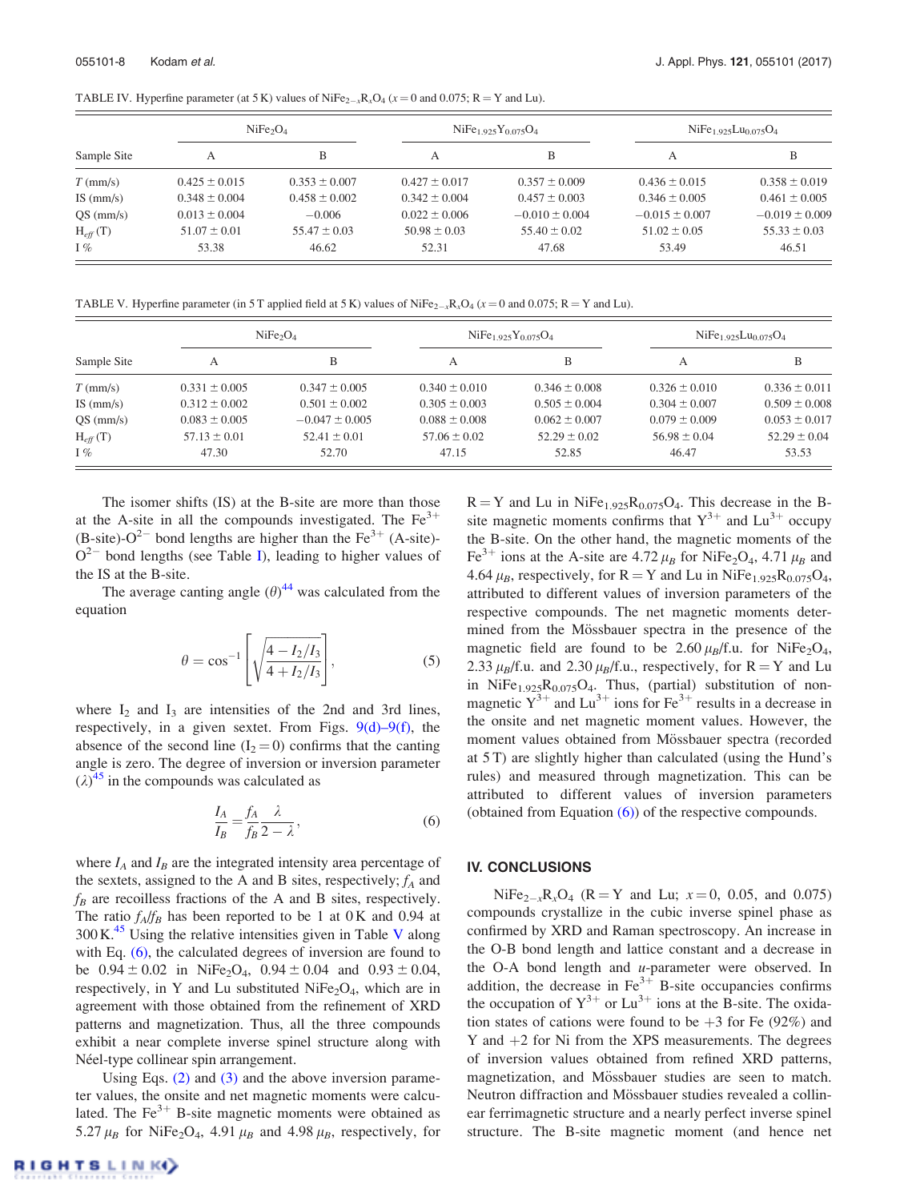TABLE IV. Hyperfine parameter (at 5 K) values of $NiFe_{2-x}R_xO_4$ ($x = 0$ and 0.075; R = Y and Lu).

| Sample Site | $NiFe_2O_4$ | | $NiFe_{1.925}Y_{0.075}O_4$ | | $NiFe_{1.925}Lu_{0.075}O_4$ | |
|---|---|---|---|---|---|---|
| | A | B | A | B | A | B |
| $T$ (mm/s) | 0.425 ± 0.015 | 0.353 ± 0.007 | 0.427 ± 0.017 | 0.357 ± 0.009 | 0.436 ± 0.015 | 0.358 ± 0.019 |
| IS (mm/s) | 0.348 ± 0.004 | 0.458 ± 0.002 | 0.342 ± 0.004 | 0.457 ± 0.003 | 0.346 ± 0.005 | 0.461 ± 0.005 |
| QS (mm/s) | 0.013 ± 0.004 | −0.006 | 0.022 ± 0.006 | −0.010 ± 0.004 | −0.015 ± 0.007 | −0.019 ± 0.009 |
| $H_{eff}$ (T) | 51.07 ± 0.01 | 55.47 ± 0.03 | 50.98 ± 0.03 | 55.40 ± 0.02 | 51.02 ± 0.05 | 55.33 ± 0.03 |
| I % | 53.38 | 46.62 | 52.31 | 47.68 | 53.49 | 46.51 |

TABLE V. Hyperfine parameter (in 5 T applied field at 5 K) values of $NiFe_{2-x}R_xO_4$ ($x = 0$ and 0.075; R = Y and Lu).

| Sample Site | $NiFe_2O_4$ | | $NiFe_{1.925}Y_{0.075}O_4$ | | $NiFe_{1.925}Lu_{0.075}O_4$ | |
|---|---|---|---|---|---|---|
| | A | B | A | B | A | B |
| $T$ (mm/s) | 0.331 ± 0.005 | 0.347 ± 0.005 | 0.340 ± 0.010 | 0.346 ± 0.008 | 0.326 ± 0.010 | 0.336 ± 0.011 |
| IS (mm/s) | 0.312 ± 0.002 | 0.501 ± 0.002 | 0.305 ± 0.003 | 0.505 ± 0.004 | 0.304 ± 0.007 | 0.509 ± 0.008 |
| QS (mm/s) | 0.083 ± 0.005 | −0.047 ± 0.005 | 0.088 ± 0.008 | 0.062 ± 0.007 | 0.079 ± 0.009 | 0.053 ± 0.017 |
| $H_{eff}$ (T) | 57.13 ± 0.01 | 52.41 ± 0.01 | 57.06 ± 0.02 | 52.29 ± 0.02 | 56.98 ± 0.04 | 52.29 ± 0.04 |
| I % | 47.30 | 52.70 | 47.15 | 52.85 | 46.47 | 53.53 |

The isomer shifts (IS) at the B-site are more than those at the A-site in all the compounds investigated. The $Fe^{3+}$ (B-site)-$O^{2-}$ bond lengths are higher than the $Fe^{3+}$ (A-site)-$O^{2-}$ bond lengths (see Table I), leading to higher values of the IS at the B-site.

The average canting angle ($\theta$)[44] was calculated from the equation

$$\theta = \cos^{-1}\left[\sqrt{\frac{4 - I_2/I_3}{4 + I_2/I_3}}\right], \tag{5}$$

where $I_2$ and $I_3$ are intensities of the 2nd and 3rd lines, respectively, in a given sextet. From Figs. 9(d)–9(f), the absence of the second line ($I_2 = 0$) confirms that the canting angle is zero. The degree of inversion or inversion parameter ($\lambda$)[45] in the compounds was calculated as

$$\frac{I_A}{I_B} = \frac{f_A}{f_B}\frac{\lambda}{2 - \lambda}, \tag{6}$$

where $I_A$ and $I_B$ are the integrated intensity area percentage of the sextets, assigned to the A and B sites, respectively; $f_A$ and $f_B$ are recoilless fractions of the A and B sites, respectively. The ratio $f_A/f_B$ has been reported to be 1 at 0 K and 0.94 at 300 K.[45] Using the relative intensities given in Table V along with Eq. (6), the calculated degrees of inversion are found to be 0.94 ± 0.02 in $NiFe_2O_4$, 0.94 ± 0.04 and 0.93 ± 0.04, respectively, in Y and Lu substituted $NiFe_2O_4$, which are in agreement with those obtained from the refinement of XRD patterns and magnetization. Thus, all the three compounds exhibit a near complete inverse spinel structure along with Néel-type collinear spin arrangement.

Using Eqs. (2) and (3) and the above inversion parameter values, the onsite and net magnetic moments were calculated. The $Fe^{3+}$ B-site magnetic moments were obtained as 5.27 $\mu_B$ for $NiFe_2O_4$, 4.91 $\mu_B$ and 4.98 $\mu_B$, respectively, for R = Y and Lu in $NiFe_{1.925}R_{0.075}O_4$. This decrease in the B-site magnetic moments confirms that $Y^{3+}$ and $Lu^{3+}$ occupy the B-site. On the other hand, the magnetic moments of the $Fe^{3+}$ ions at the A-site are 4.72 $\mu_B$ for $NiFe_2O_4$, 4.71 $\mu_B$ and 4.64 $\mu_B$, respectively, for R = Y and Lu in $NiFe_{1.925}R_{0.075}O_4$, attributed to different values of inversion parameters of the respective compounds. The net magnetic moments determined from the Mössbauer spectra in the presence of the magnetic field are found to be 2.60 $\mu_B$/f.u. for $NiFe_2O_4$, 2.33 $\mu_B$/f.u. and 2.30 $\mu_B$/f.u., respectively, for R = Y and Lu in $NiFe_{1.925}R_{0.075}O_4$. Thus, (partial) substitution of non-magnetic $Y^{3+}$ and $Lu^{3+}$ ions for $Fe^{3+}$ results in a decrease in the onsite and net magnetic moment values. However, the moment values obtained from Mössbauer spectra (recorded at 5 T) are slightly higher than calculated (using the Hund's rules) and measured through magnetization. This can be attributed to different values of inversion parameters (obtained from Equation (6)) of the respective compounds.

## IV. CONCLUSIONS

$NiFe_{2-x}R_xO_4$ (R = Y and Lu; $x = 0$, 0.05, and 0.075) compounds crystallize in the cubic inverse spinel phase as confirmed by XRD and Raman spectroscopy. An increase in the O-B bond length and lattice constant and a decrease in the O-A bond length and $u$-parameter were observed. In addition, the decrease in $Fe^{3+}$ B-site occupancies confirms the occupation of $Y^{3+}$ or $Lu^{3+}$ ions at the B-site. The oxidation states of cations were found to be +3 for Fe (92%) and Y and +2 for Ni from the XPS measurements. The degrees of inversion values obtained from refined XRD patterns, magnetization, and Mössbauer studies are seen to match. Neutron diffraction and Mössbauer studies revealed a collinear ferrimagnetic structure and a nearly perfect inverse spinel structure. The B-site magnetic moment (and hence net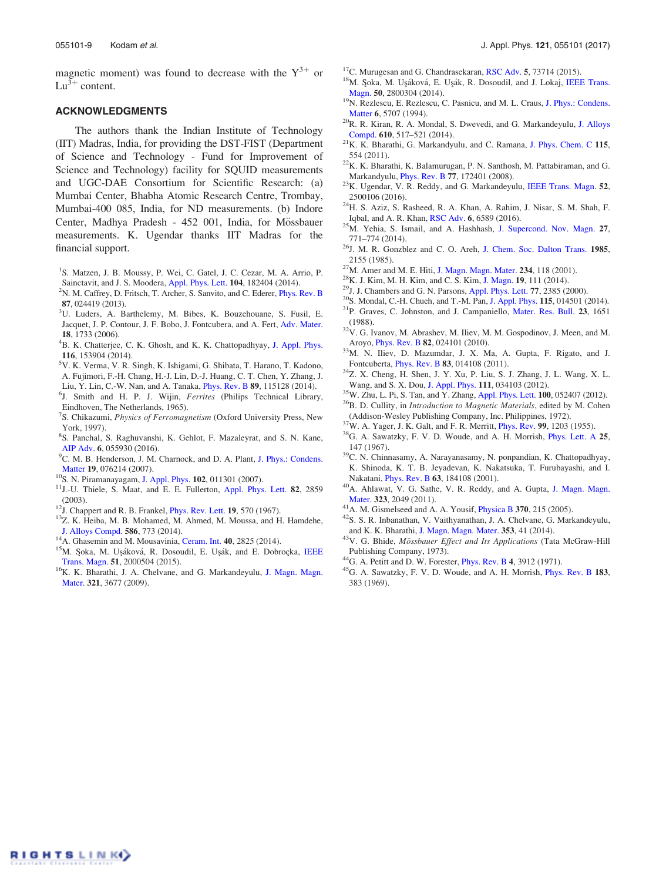magnetic moment) was found to decrease with the $Y^{3+}$ or $Lu^{3+}$ content.

## ACKNOWLEDGMENTS

The authors thank the Indian Institute of Technology (IIT) Madras, India, for providing the DST-FIST (Department of Science and Technology - Fund for Improvement of Science and Technology) facility for SQUID measurements and UGC-DAE Consortium for Scientific Research: (a) Mumbai Center, Bhabha Atomic Research Centre, Trombay, Mumbai-400 085, India, for ND measurements. (b) Indore Center, Madhya Pradesh - 452 001, India, for Mössbauer measurements. K. Ugendar thanks IIT Madras for the financial support.

[1] S. Matzen, J. B. Moussy, P. Wei, C. Gatel, J. C. Cezar, M. A. Arrio, P. Sainctavit, and J. S. Moodera, Appl. Phys. Lett. **104**, 182404 (2014).
[2] N. M. Caffrey, D. Fritsch, T. Archer, S. Sanvito, and C. Ederer, Phys. Rev. B **87**, 024419 (2013).
[3] U. Luders, A. Barthelemy, M. Bibes, K. Bouzehouane, S. Fusil, E. Jacquet, J. P. Contour, J. F. Bobo, J. Fontcubera, and A. Fert, Adv. Mater. **18**, 1733 (2006).
[4] B. K. Chatterjee, C. K. Ghosh, and K. K. Chattopadhyay, J. Appl. Phys. **116**, 153904 (2014).
[5] V. K. Verma, V. R. Singh, K. Ishigami, G. Shibata, T. Harano, T. Kadono, A. Fujimori, F.-H. Chang, H.-J. Lin, D.-J. Huang, C. T. Chen, Y. Zhang, J. Liu, Y. Lin, C.-W. Nan, and A. Tanaka, Phys. Rev. B **89**, 115128 (2014).
[6] J. Smith and H. P. J. Wijin, *Ferrites* (Philips Technical Library, Eindhoven, The Netherlands, 1965).
[7] S. Chikazumi, *Physics of Ferromagnetism* (Oxford University Press, New York, 1997).
[8] S. Panchal, S. Raghuvanshi, K. Gehlot, F. Mazaleyrat, and S. N. Kane, AIP Adv. **6**, 055930 (2016).
[9] C. M. B. Henderson, J. M. Charnock, and D. A. Plant, J. Phys.: Condens. Matter **19**, 076214 (2007).
[10] S. N. Piramanayagam, J. Appl. Phys. **102**, 011301 (2007).
[11] J.-U. Thiele, S. Maat, and E. E. Fullerton, Appl. Phys. Lett. **82**, 2859 (2003).
[12] J. Chappert and R. B. Frankel, Phys. Rev. Lett. **19**, 570 (1967).
[13] Z. K. Heiba, M. B. Mohamed, M. Ahmed, M. Moussa, and H. Hamdehe, J. Alloys Compd. **586**, 773 (2014).
[14] A. Ghasemin and M. Mousavinia, Ceram. Int. **40**, 2825 (2014).
[15] M. Şoka, M. Ušáková, R. Dosoudil, E. Ušák, and E. Dobroçka, IEEE Trans. Magn. **51**, 2000504 (2015).
[16] K. K. Bharathi, J. A. Chelvane, and G. Markandeyulu, J. Magn. Magn. Mater. **321**, 3677 (2009).
[17] C. Murugesan and G. Chandrasekaran, RSC Adv. **5**, 73714 (2015).
[18] M. Şoka, M. Ušáková, E. Ušák, R. Dosoudil, and J. Lokaj, IEEE Trans. Magn. **50**, 2800304 (2014).
[19] N. Rezlescu, E. Rezlescu, C. Pasnicu, and M. L. Craus, J. Phys.: Condens. Matter **6**, 5707 (1994).
[20] R. R. Kiran, R. A. Mondal, S. Dwevedi, and G. Markandeyulu, J. Alloys Compd. **610**, 517–521 (2014).
[21] K. K. Bharathi, G. Markandyulu, and C. Ramana, J. Phys. Chem. C **115**, 554 (2011).
[22] K. K. Bharathi, K. Balamurugan, P. N. Santhosh, M. Pattabiraman, and G. Markandyulu, Phys. Rev. B **77**, 172401 (2008).
[23] K. Ugendar, V. R. Reddy, and G. Markandeyulu, IEEE Trans. Magn. **52**, 2500106 (2016).
[24] H. S. Aziz, S. Rasheed, R. A. Khan, A. Rahim, J. Nisar, S. M. Shah, F. Iqbal, and A. R. Khan, RSC Adv. **6**, 6589 (2016).
[25] M. Yehia, S. Ismail, and A. Hashhash, J. Supercond. Nov. Magn. **27**, 771–774 (2014).
[26] J. M. R. Gonzblez and C. O. Areh, J. Chem. Soc. Dalton Trans. **1985**, 2155 (1985).
[27] M. Amer and M. E. Hiti, J. Magn. Magn. Mater. **234**, 118 (2001).
[28] K. J. Kim, M. H. Kim, and C. S. Kim, J. Magn. **19**, 111 (2014).
[29] J. J. Chambers and G. N. Parsons, Appl. Phys. Lett. **77**, 2385 (2000).
[30] S. Mondal, C.-H. Chueh, and T.-M. Pan, J. Appl. Phys. **115**, 014501 (2014).
[31] P. Graves, C. Johnston, and J. Campaniello, Mater. Res. Bull. **23**, 1651 (1988).
[32] V. G. Ivanov, M. Abrashev, M. Iliev, M. M. Gospodinov, J. Meen, and M. Aroyo, Phys. Rev. B **82**, 024101 (2010).
[33] M. N. Iliev, D. Mazumdar, J. X. Ma, A. Gupta, F. Rigato, and J. Fontcuberta, Phys. Rev. B **83**, 014108 (2011).
[34] Z. X. Cheng, H. Shen, J. Y. Xu, P. Liu, S. J. Zhang, J. L. Wang, X. L. Wang, and S. X. Dou, J. Appl. Phys. **111**, 034103 (2012).
[35] W. Zhu, L. Pi, S. Tan, and Y. Zhang, Appl. Phys. Lett. **100**, 052407 (2012).
[36] B. D. Cullity, in *Introduction to Magnetic Materials*, edited by M. Cohen (Addison-Wesley Publishing Company, Inc. Philippines, 1972).
[37] W. A. Yager, J. K. Galt, and F. R. Merritt, Phys. Rev. **99**, 1203 (1955).
[38] G. A. Sawatzky, F. V. D. Woude, and A. H. Morrish, Phys. Lett. A **25**, 147 (1967).
[39] C. N. Chinnasamy, A. Narayanasamy, N. ponpandian, K. Chattopadhyay, K. Shinoda, K. T. B. Jeyadevan, K. Nakatsuka, T. Furubayashi, and I. Nakatani, Phys. Rev. B **63**, 184108 (2001).
[40] A. Ahlawat, V. G. Sathe, V. R. Reddy, and A. Gupta, J. Magn. Magn. Mater. **323**, 2049 (2011).
[41] A. M. Gismelseed and A. A. Yousif, Physica B **370**, 215 (2005).
[42] S. S. R. Inbanathan, V. Vaithyanathan, J. A. Chelvane, G. Markandeyulu, and K. K. Bharathi, J. Magn. Magn. Mater. **353**, 41 (2014).
[43] V. G. Bhide, *Mössbauer Effect and Its Applications* (Tata McGraw-Hill Publishing Company, 1973).
[44] G. A. Petitt and D. W. Forester, Phys. Rev. B **4**, 3912 (1971).
[45] G. A. Sawatzky, F. V. D. Woude, and A. H. Morrish, Phys. Rev. B **183**, 383 (1969).